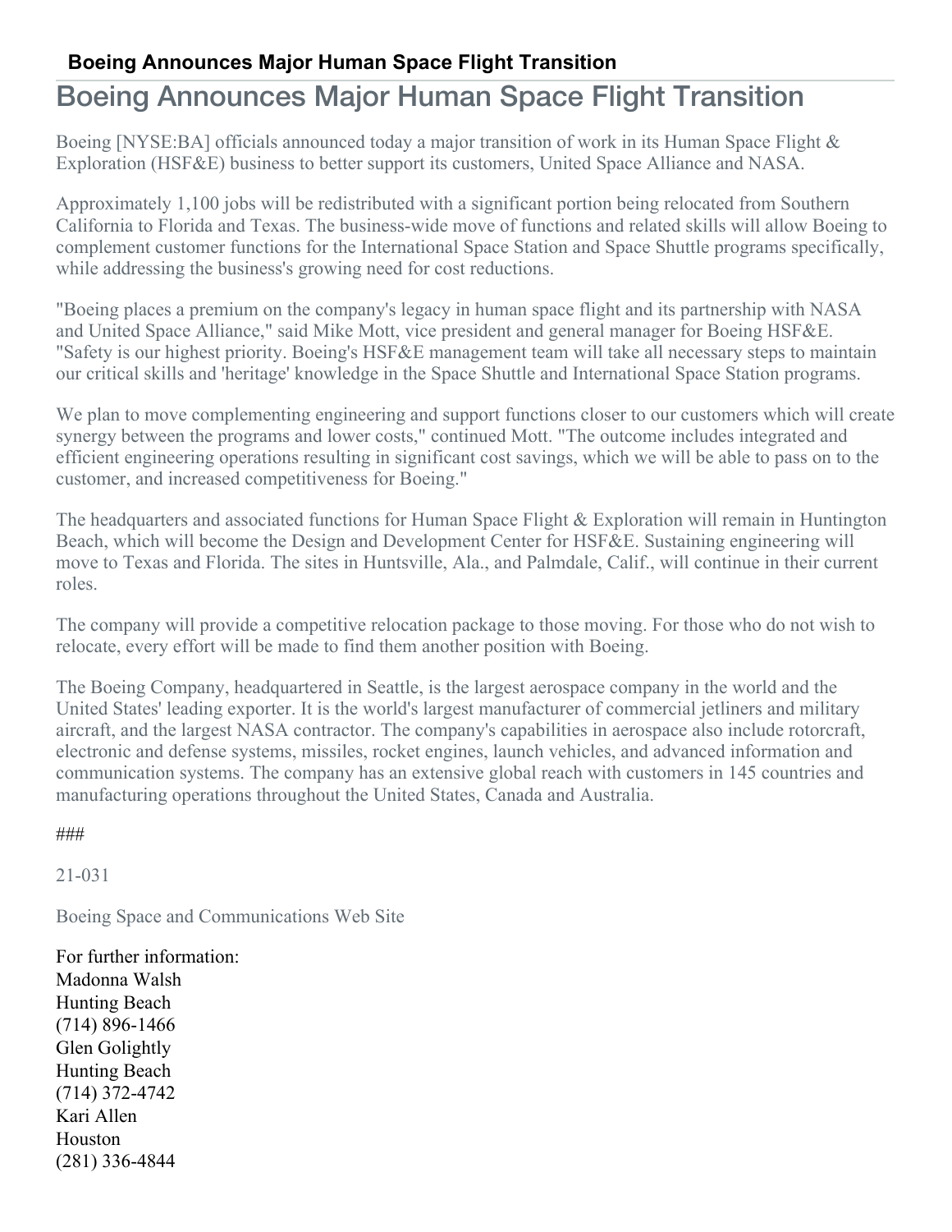# Boeing Announces Major Human Space Flight Transition

## Boeing Announces Major Human Space Flight Transition

Boeing [NYSE:BA] officials announced today a major transition of work in its Human Space Flight & Exploration (HSF&E) business to better support its customers, United Space Alliance and NASA.

Approximately 1,100 jobs will be redistributed with a significant portion being relocated from Southern California to Florida and Texas. The business-wide move of functions and related skills will allow Boeing to complement customer functions for the International Space Station and Space Shuttle programs specifically, while addressing the business's growing need for cost reductions.

"Boeing places a premium on the company's legacy in human space flight and its partnership with NASA and United Space Alliance," said Mike Mott, vice president and general manager for Boeing HSF&E. "Safety is our highest priority. Boeing's HSF&E management team will take all necessary steps to maintain our critical skills and 'heritage' knowledge in the Space Shuttle and International Space Station programs.

We plan to move complementing engineering and support functions closer to our customers which will create synergy between the programs and lower costs," continued Mott. "The outcome includes integrated and efficient engineering operations resulting in significant cost savings, which we will be able to pass on to the customer, and increased competitiveness for Boeing."

The headquarters and associated functions for Human Space Flight & Exploration will remain in Huntington Beach, which will become the Design and Development Center for HSF&E. Sustaining engineering will move to Texas and Florida. The sites in Huntsville, Ala., and Palmdale, Calif., will continue in their current roles.

The company will provide a competitive relocation package to those moving. For those who do not wish to relocate, every effort will be made to find them another position with Boeing.

The Boeing Company, headquartered in Seattle, is the largest aerospace company in the world and the United States' leading exporter. It is the world's largest manufacturer of commercial jetliners and military aircraft, and the largest NASA contractor. The company's capabilities in aerospace also include rotorcraft, electronic and defense systems, missiles, rocket engines, launch vehicles, and advanced information and communication systems. The company has an extensive global reach with customers in 145 countries and manufacturing operations throughout the United States, Canada and Australia.

###

21-031

Boeing Space and Communications Web Site

For further information:
Madonna Walsh
Hunting Beach
(714) 896-1466
Glen Golightly
Hunting Beach
(714) 372-4742
Kari Allen
Houston
(281) 336-4844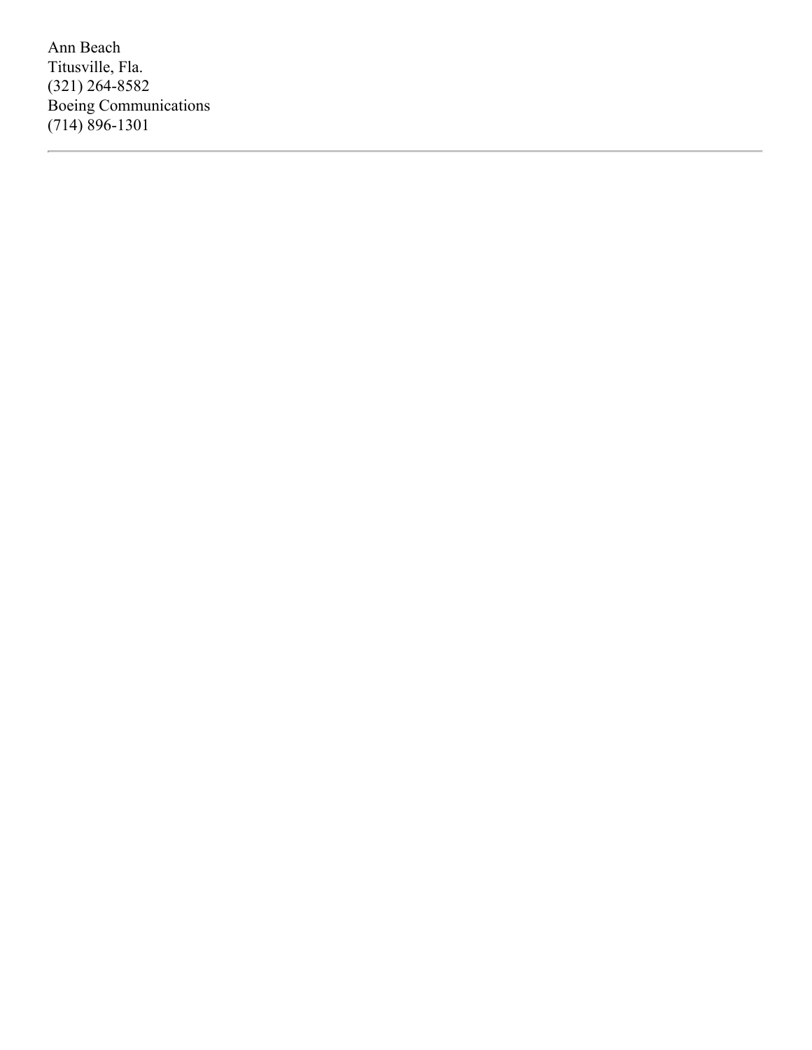Ann Beach
Titusville, Fla.
(321) 264-8582
Boeing Communications
(714) 896-1301

---